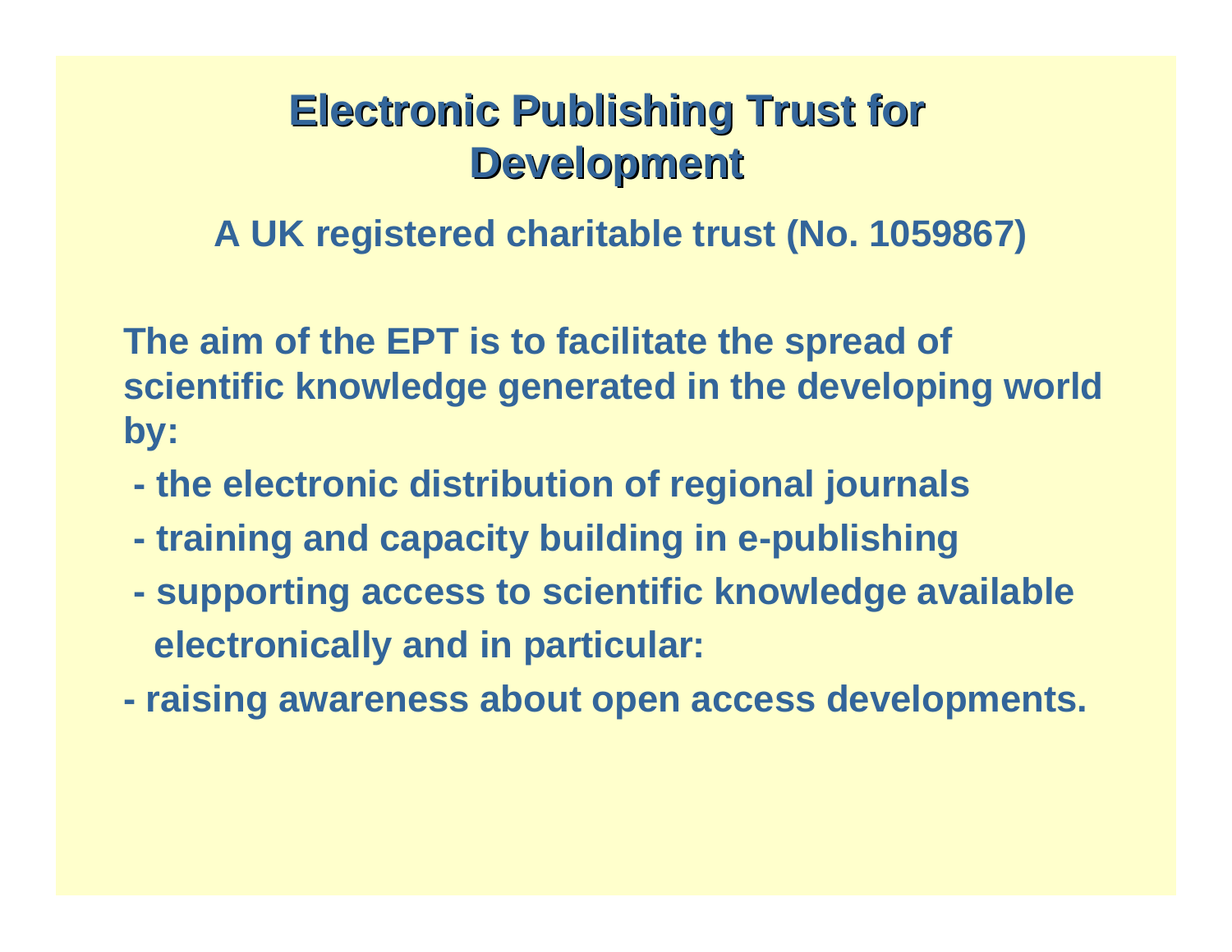# Electronic Publishing Trust for Development

**A UK registered charitable trust (No. 1059867)**

**The aim of the EPT is to facilitate the spread of scientific knowledge generated in the developing world by:**

- **the electronic distribution of regional journals**
- **training and capacity building in e-publishing**
- **supporting access to scientific knowledge available electronically and in particular:**
- **raising awareness about open access developments.**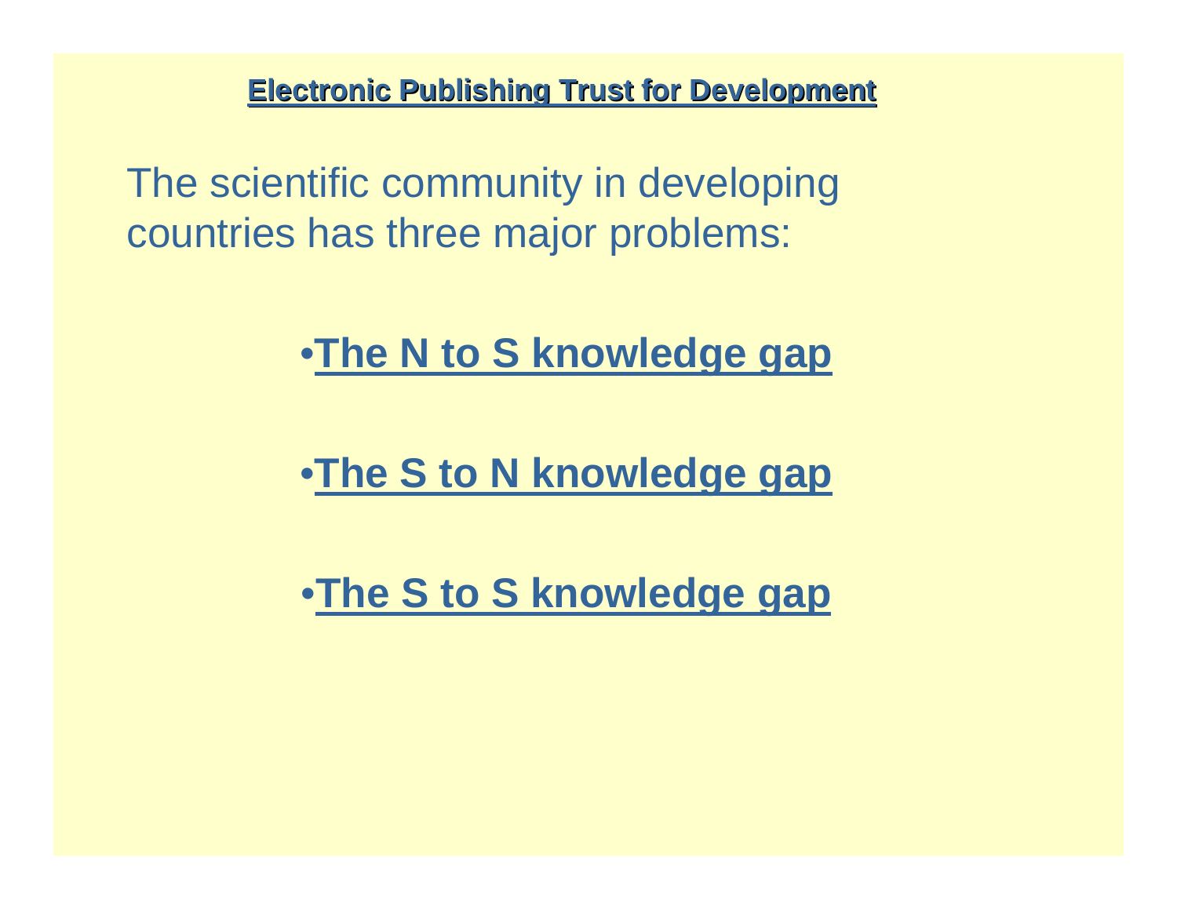**Electronic Publishing Trust for Development**

The scientific community in developing countries has three major problems:

- **The N to S knowledge gap**
- **The S to N knowledge gap**
- **The S to S knowledge gap**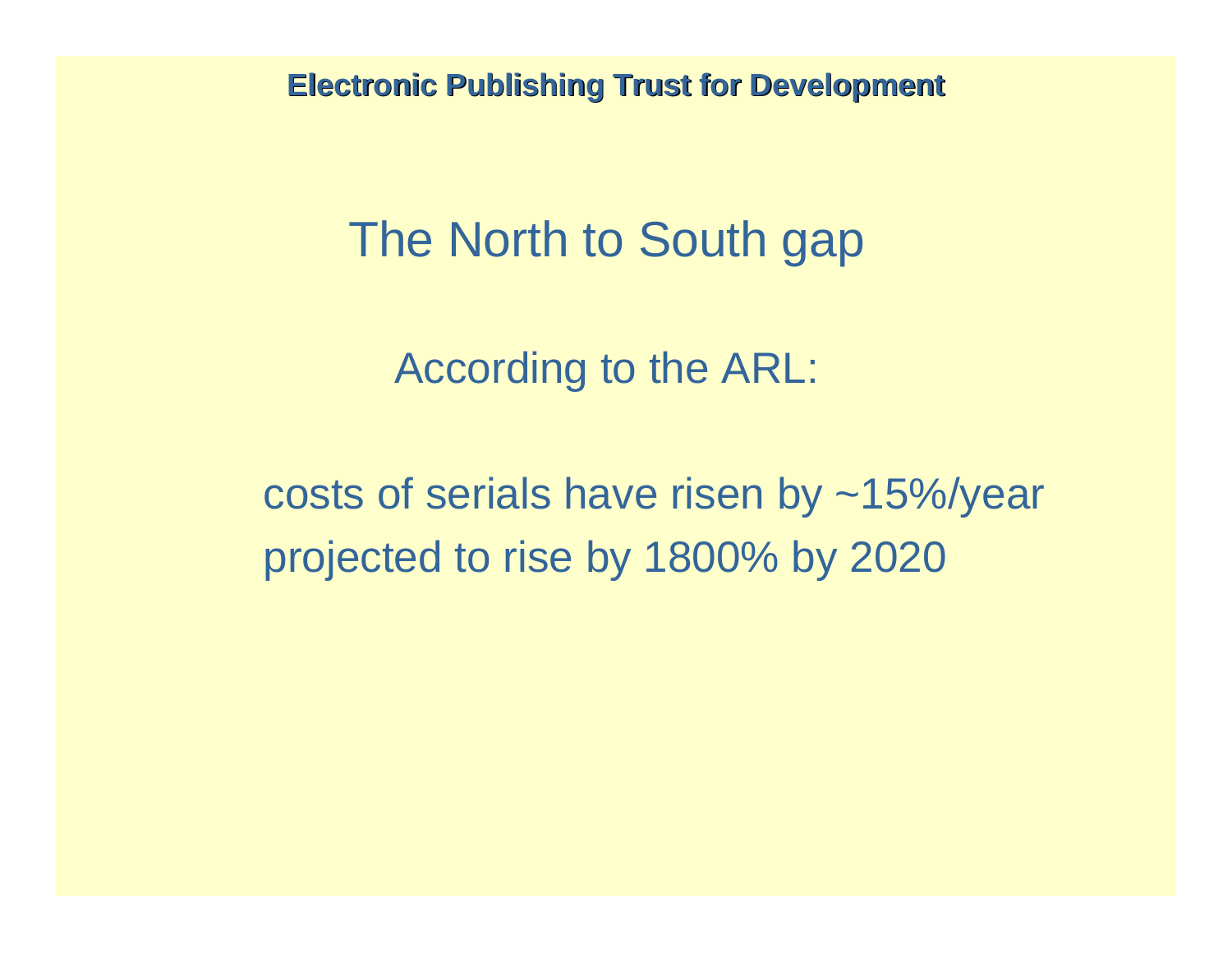# The North to South gap

According to the ARL:

costs of serials have risen by ~15%/year
projected to rise by 1800% by 2020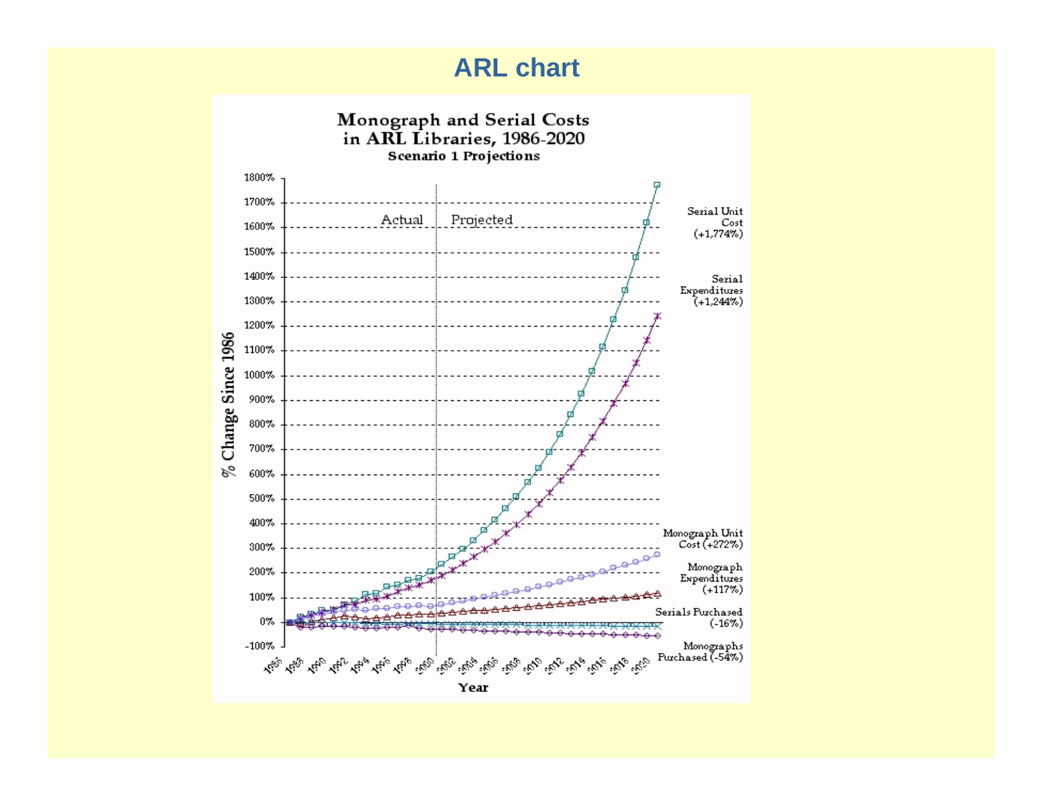# ARL chart

**Monograph and Serial Costs in ARL Libraries, 1986-2020**

**Scenario 1 Projections**

% Change Since 1986

1800%, 1700%, 1600%, 1500%, 1400%, 1300%, 1200%, 1100%, 1000%, 900%, 800%, 700%, 600%, 500%, 400%, 300%, 200%, 100%, 0%, -100%

Actual | Projected

Serial Unit Cost (+1,774%)

Serial Expenditures (+1,244%)

Monograph Unit Cost (+272%)

Monograph Expenditures (+117%)

Serials Purchased (-16%)

Monographs Purchased (-54%)

1986, 1988, 1990, 1992, 1994, 1996, 1998, 2000, 2002, 2004, 2006, 2008, 2010, 2012, 2014, 2016, 2018, 2020

Year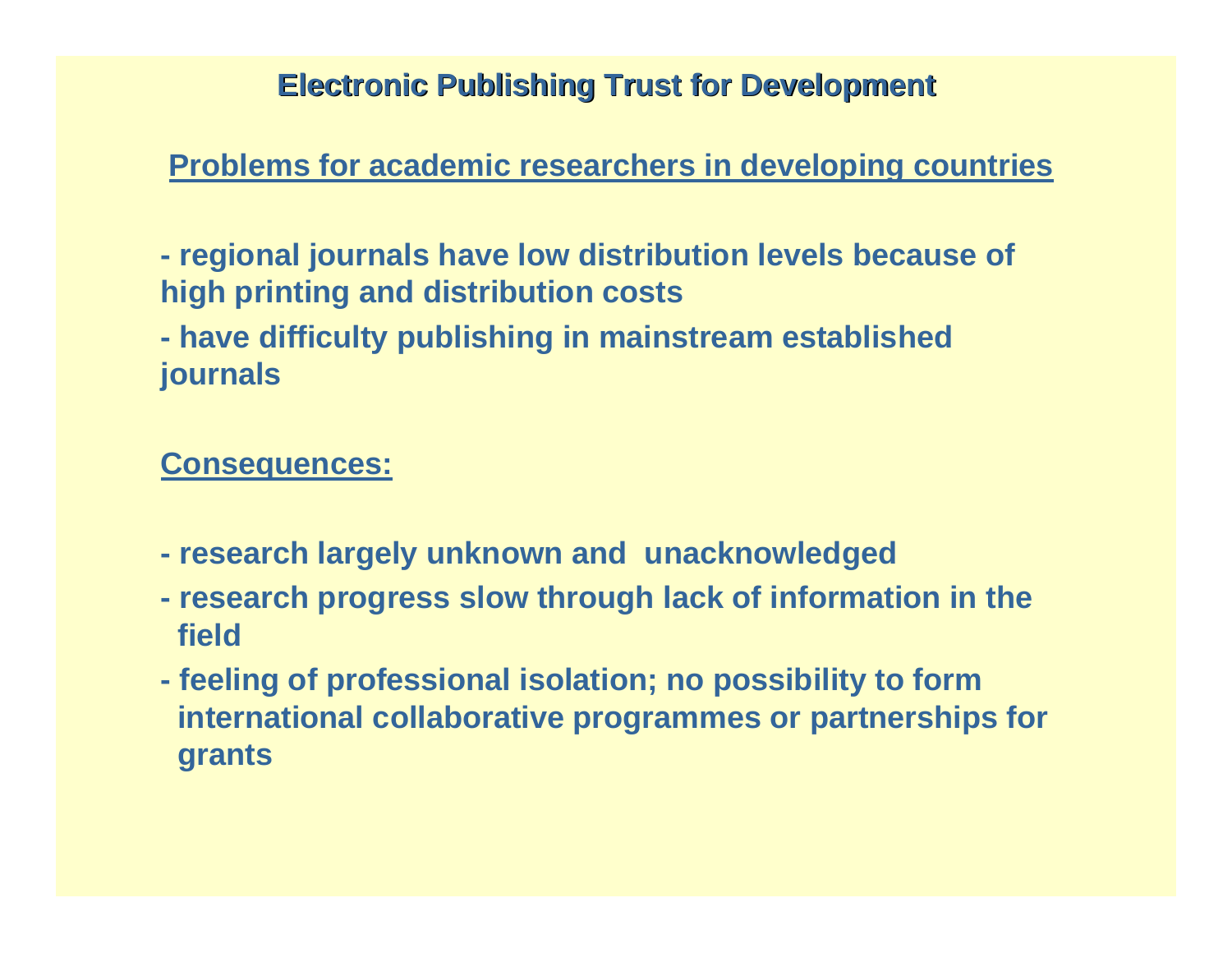# Electronic Publishing Trust for Development

## Problems for academic researchers in developing countries

- regional journals have low distribution levels because of high printing and distribution costs
- have difficulty publishing in mainstream established journals

## Consequences:

- research largely unknown and unacknowledged
- research progress slow through lack of information in the field
- feeling of professional isolation; no possibility to form international collaborative programmes or partnerships for grants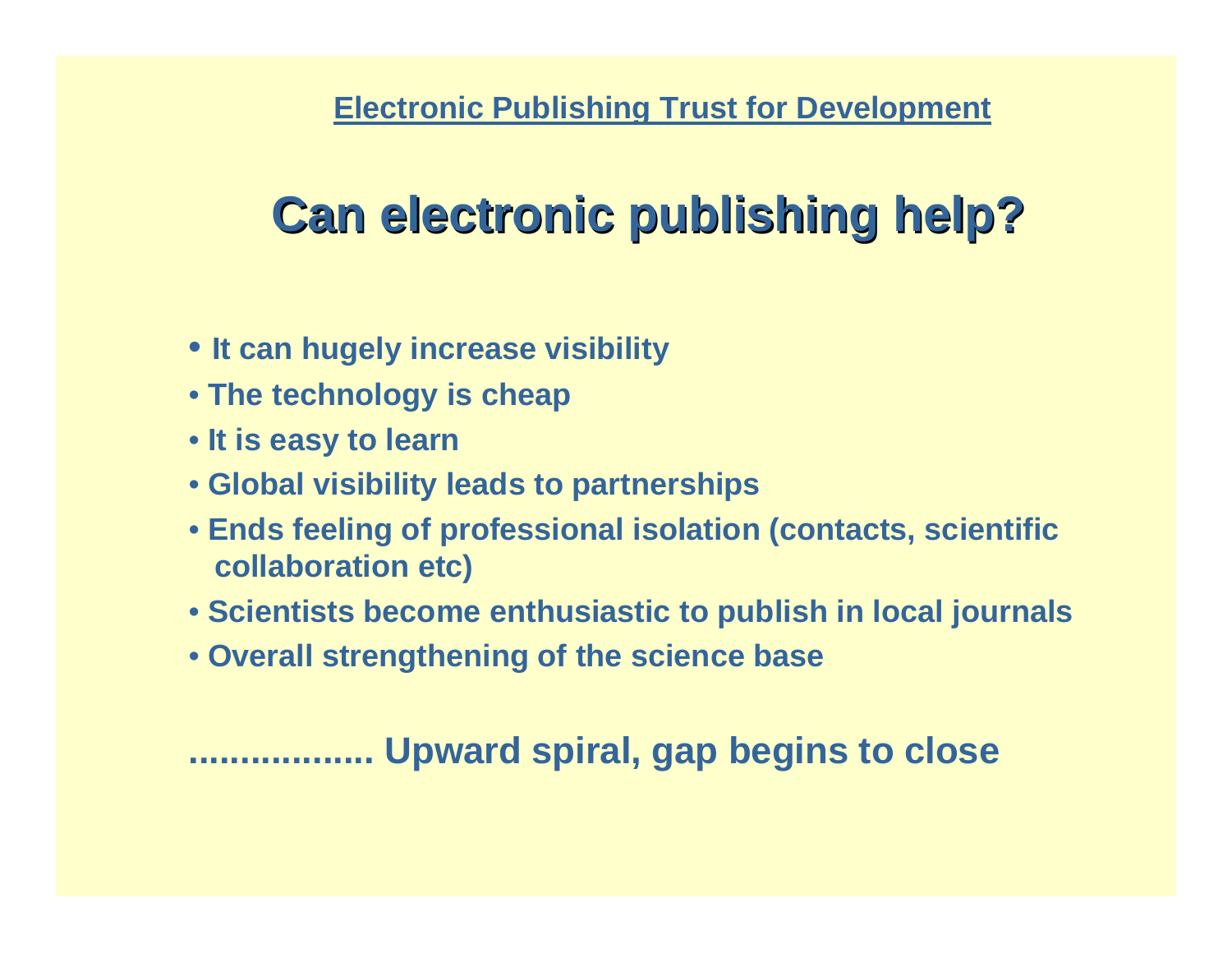Electronic Publishing Trust for Development

# Can electronic publishing help?

- It can hugely increase visibility
- The technology is cheap
- It is easy to learn
- Global visibility leads to partnerships
- Ends feeling of professional isolation (contacts, scientific collaboration etc)
- Scientists become enthusiastic to publish in local journals
- Overall strengthening of the science base

**.................. Upward spiral, gap begins to close**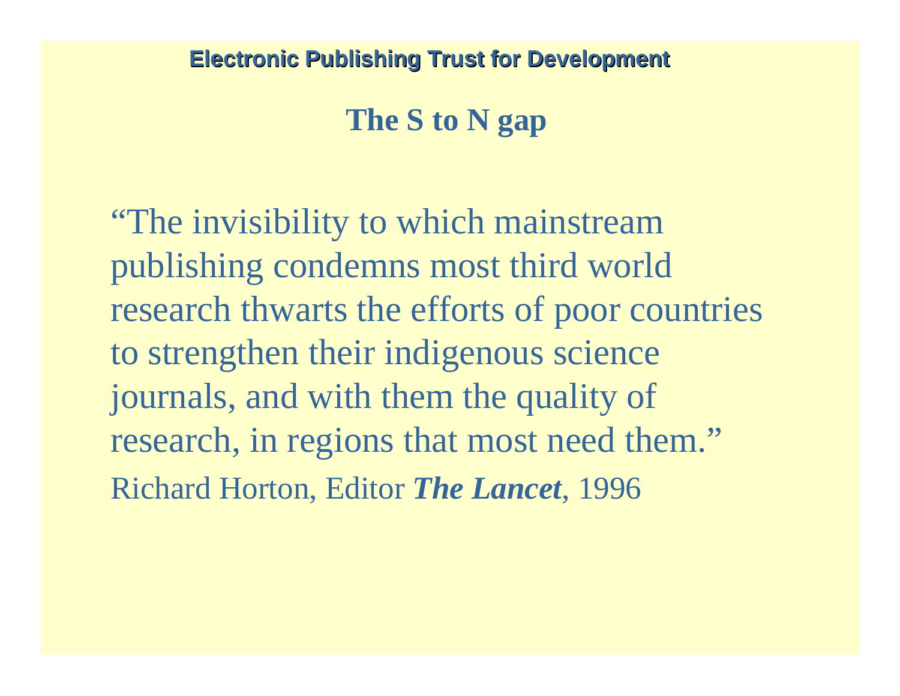Electronic Publishing Trust for Development

## The S to N gap

"The invisibility to which mainstream publishing condemns most third world research thwarts the efforts of poor countries to strengthen their indigenous science journals, and with them the quality of research, in regions that most need them."

Richard Horton, Editor ***The Lancet***, 1996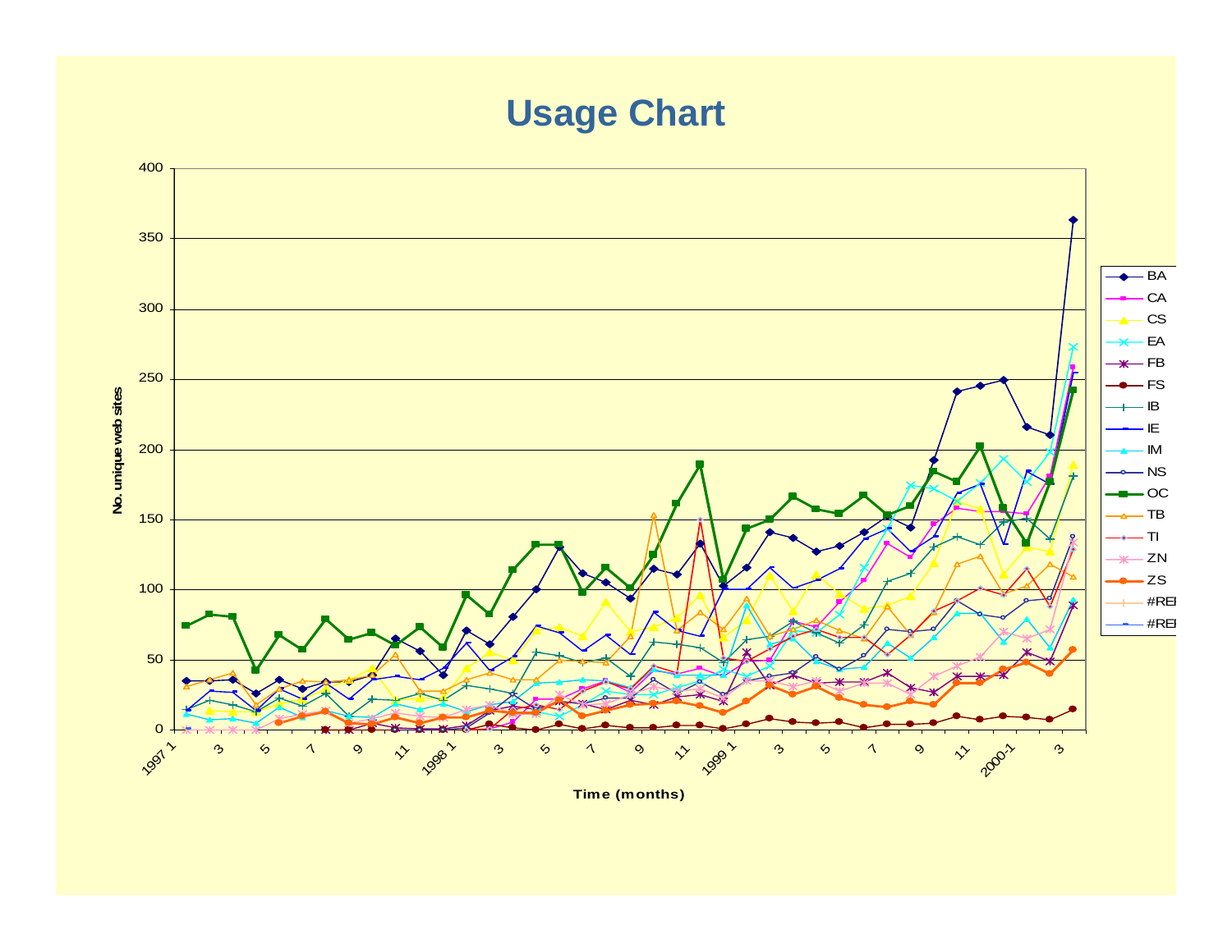# Usage Chart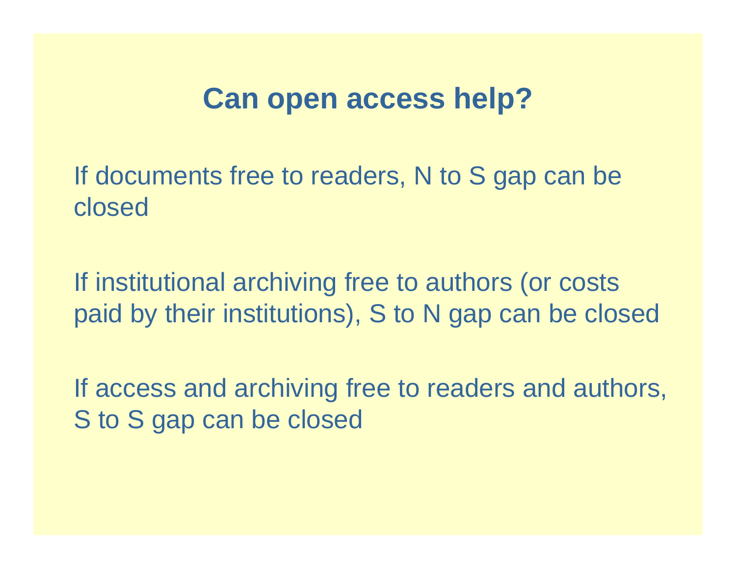# Can open access help?

If documents free to readers, N to S gap can be closed

If institutional archiving free to authors (or costs paid by their institutions), S to N gap can be closed

If access and archiving free to readers and authors, S to S gap can be closed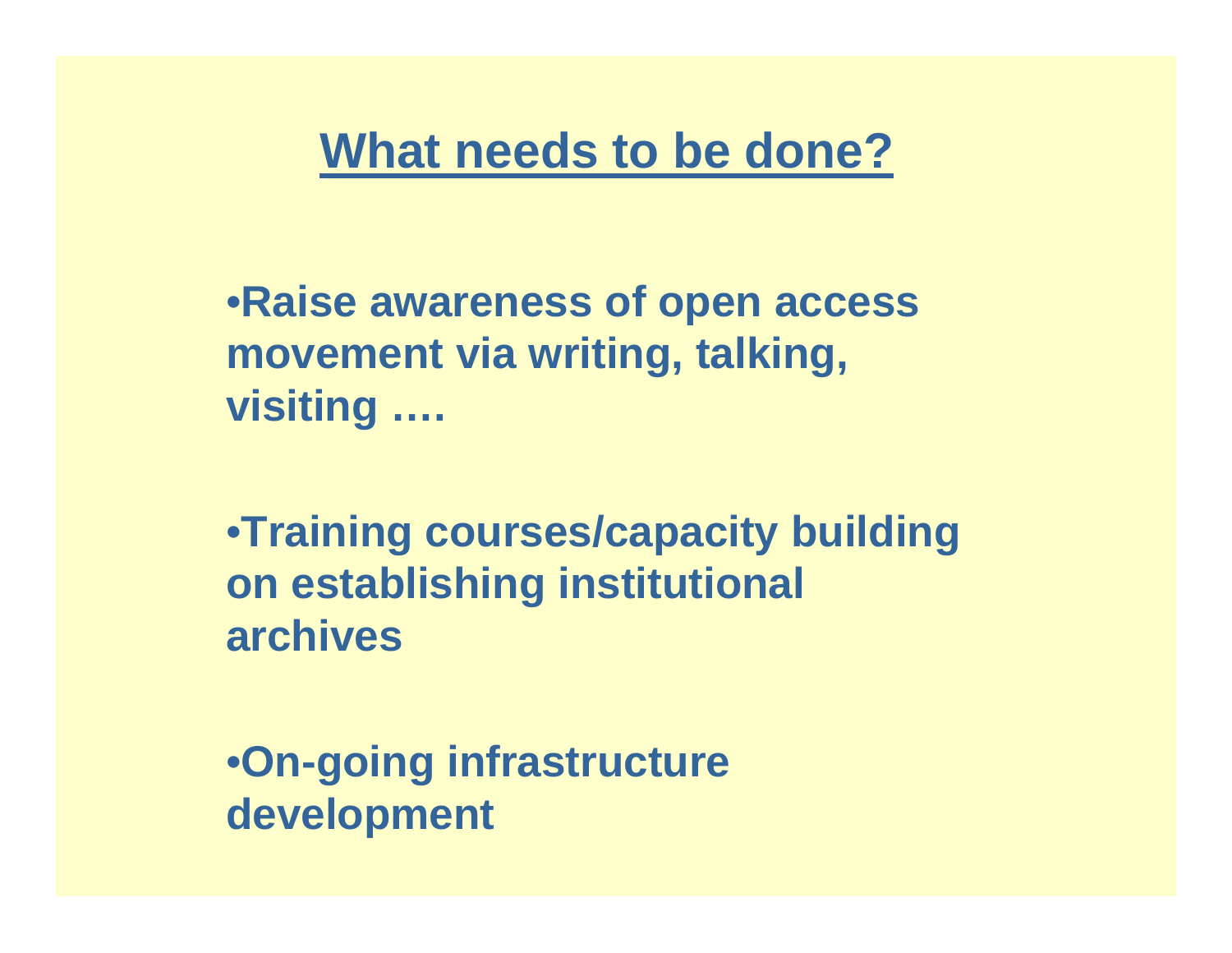# What needs to be done?

- **Raise awareness of open access movement via writing, talking, visiting ….**

- **Training courses/capacity building on establishing institutional archives**

- **On-going infrastructure development**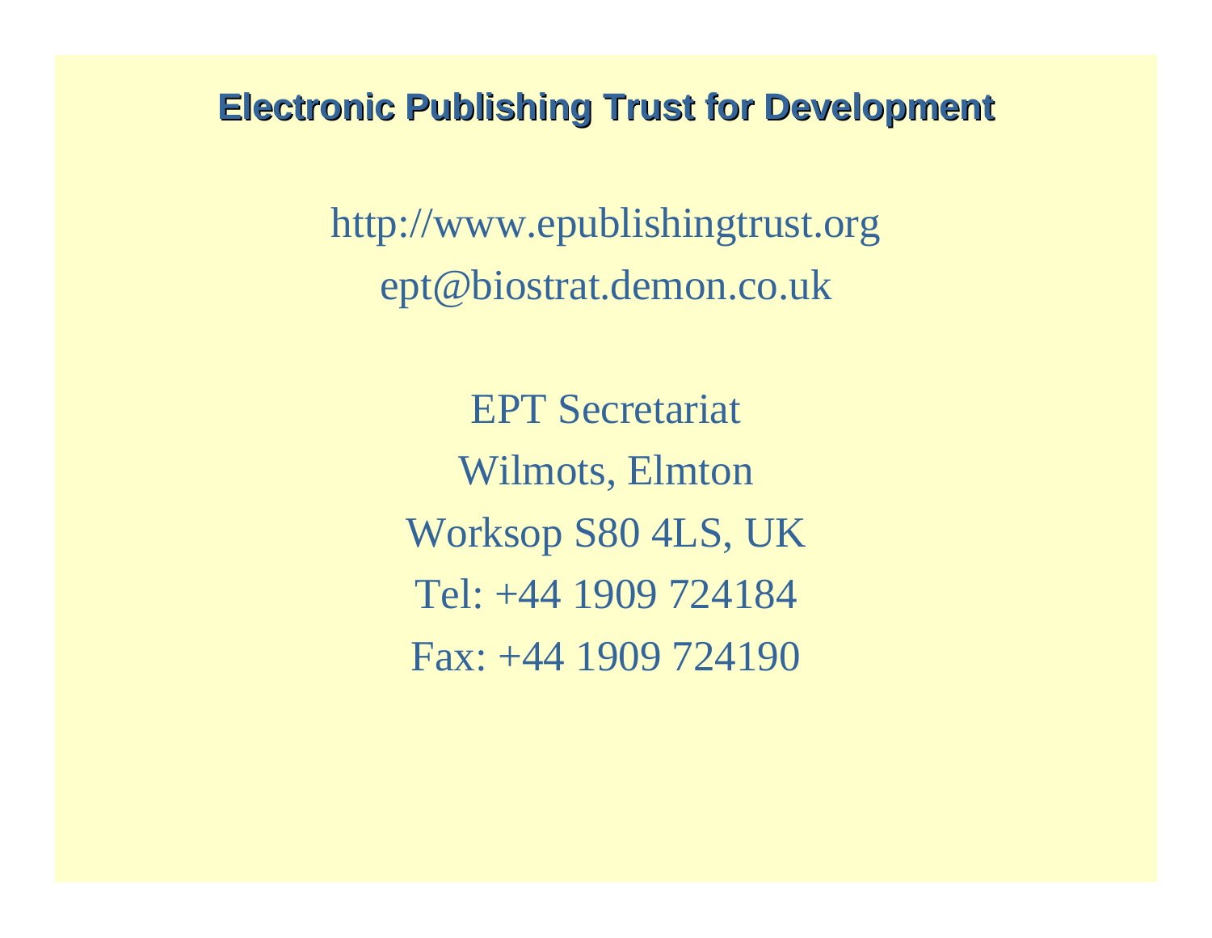## Electronic Publishing Trust for Development

http://www.epublishingtrust.org

ept@biostrat.demon.co.uk

EPT Secretariat

Wilmots, Elmton

Worksop S80 4LS, UK

Tel: +44 1909 724184

Fax: +44 1909 724190